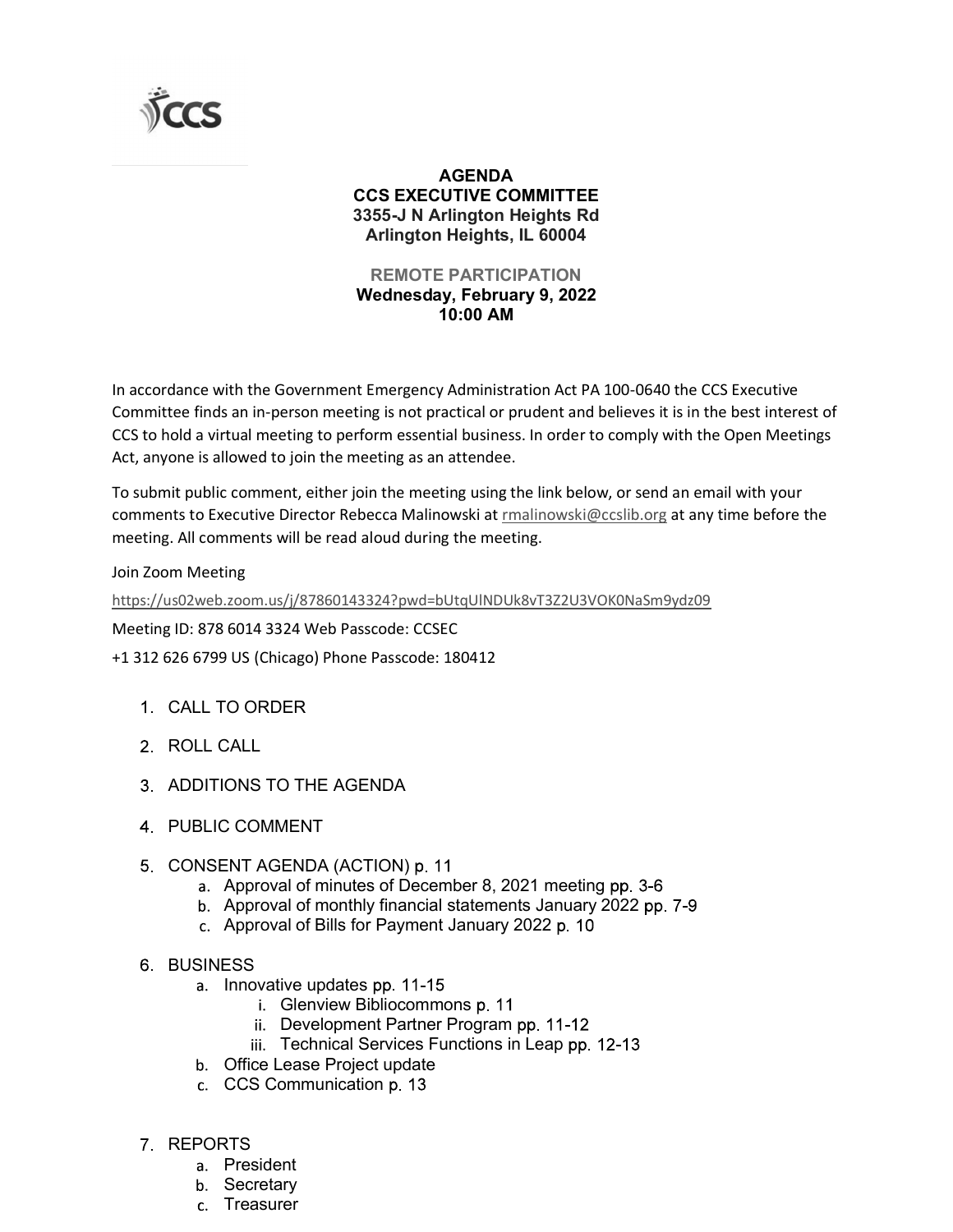# AGENDA
## CCS EXECUTIVE COMMITTEE
**3355-J N Arlington Heights Rd**
**Arlington Heights, IL 60004**

**REMOTE PARTICIPATION**
**Wednesday, February 9, 2022**
**10:00 AM**

In accordance with the Government Emergency Administration Act PA 100-0640 the CCS Executive Committee finds an in-person meeting is not practical or prudent and believes it is in the best interest of CCS to hold a virtual meeting to perform essential business. In order to comply with the Open Meetings Act, anyone is allowed to join the meeting as an attendee.

To submit public comment, either join the meeting using the link below, or send an email with your comments to Executive Director Rebecca Malinowski at rmalinowski@ccslib.org at any time before the meeting. All comments will be read aloud during the meeting.

Join Zoom Meeting

https://us02web.zoom.us/j/87860143324?pwd=bUtqUlNDUk8vT3Z2U3VOK0NaSm9ydz09

Meeting ID: 878 6014 3324 Web Passcode: CCSEC

+1 312 626 6799 US (Chicago) Phone Passcode: 180412

1. CALL TO ORDER
2. ROLL CALL
3. ADDITIONS TO THE AGENDA
4. PUBLIC COMMENT
5. CONSENT AGENDA (ACTION) p. 11
    a. Approval of minutes of December 8, 2021 meeting pp. 3-6
    b. Approval of monthly financial statements January 2022 pp. 7-9
    c. Approval of Bills for Payment January 2022 p. 10
6. BUSINESS
    a. Innovative updates pp. 11-15
        i. Glenview Bibliocommons p. 11
        ii. Development Partner Program pp. 11-12
        iii. Technical Services Functions in Leap pp. 12-13
    b. Office Lease Project update
    c. CCS Communication p. 13
7. REPORTS
    a. President
    b. Secretary
    c. Treasurer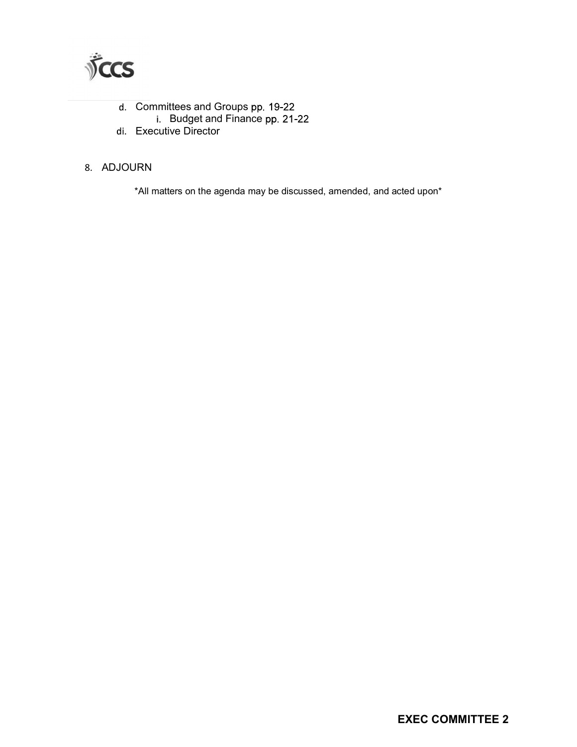d. Committees and Groups pp. 19-22
    i. Budget and Finance pp. 21-22

di. Executive Director

8. ADJOURN

*All matters on the agenda may be discussed, amended, and acted upon*